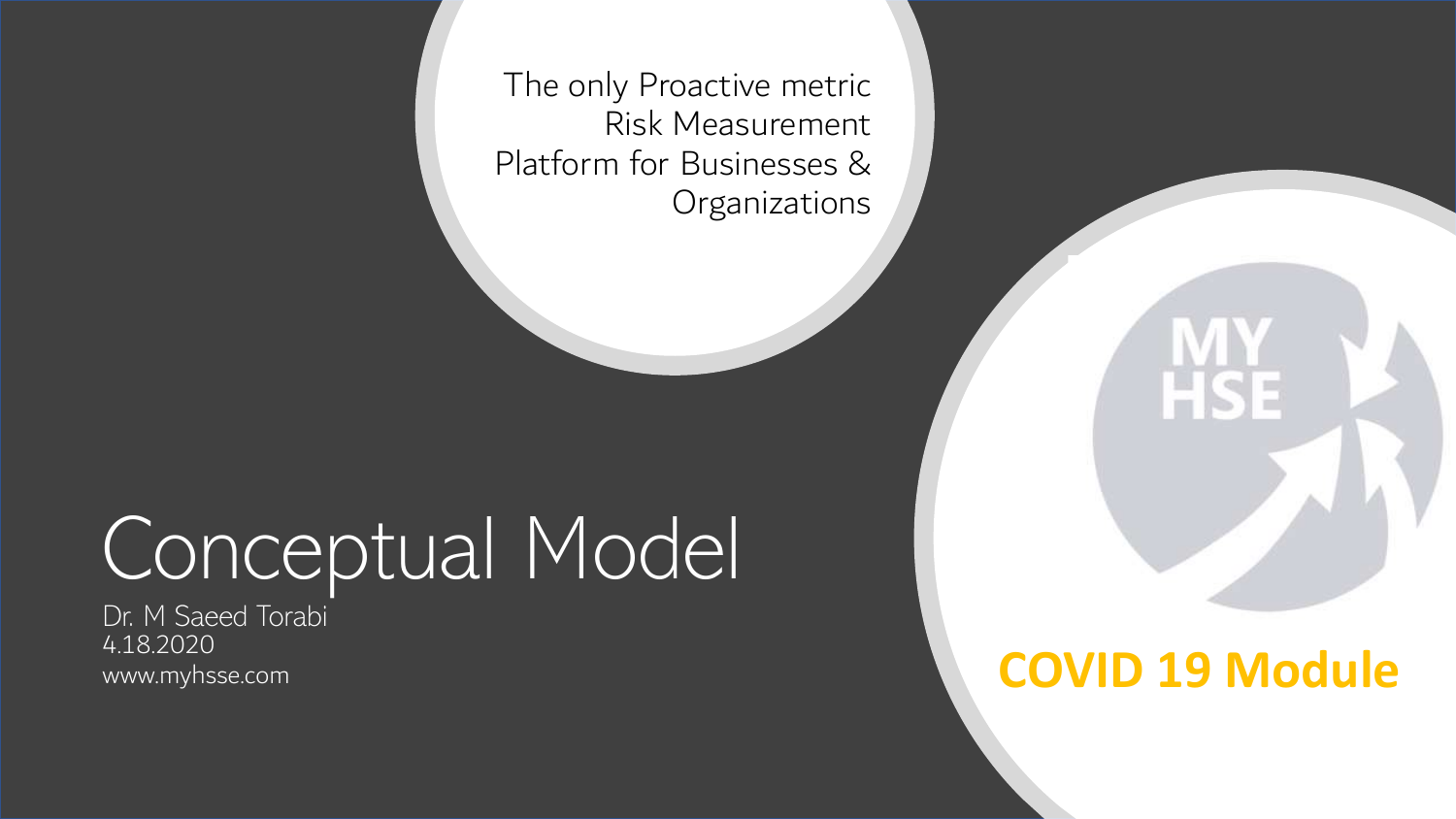The only Proactive metric Risk Measurement Platform for Businesses & Organizations

# Conceptual Model

Dr. M Saeed Torabi
4.18.2020
www.myhsse.com

MY HSE

**COVID 19 Module**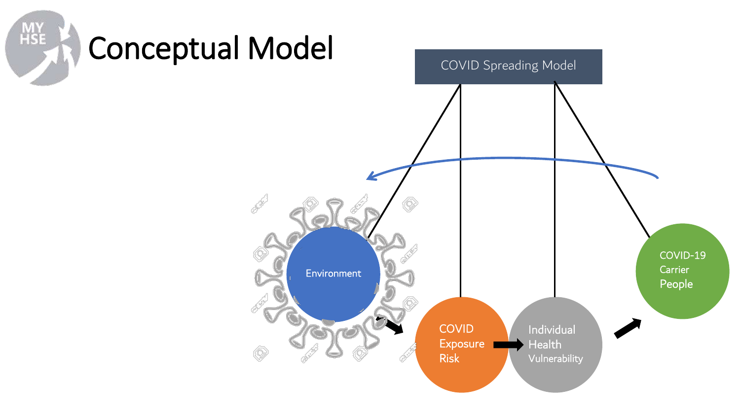# Conceptual Model

COVID Spreading Model

Environment

COVID Exposure Risk

Individual Health Vulnerability

COVID-19 Carrier People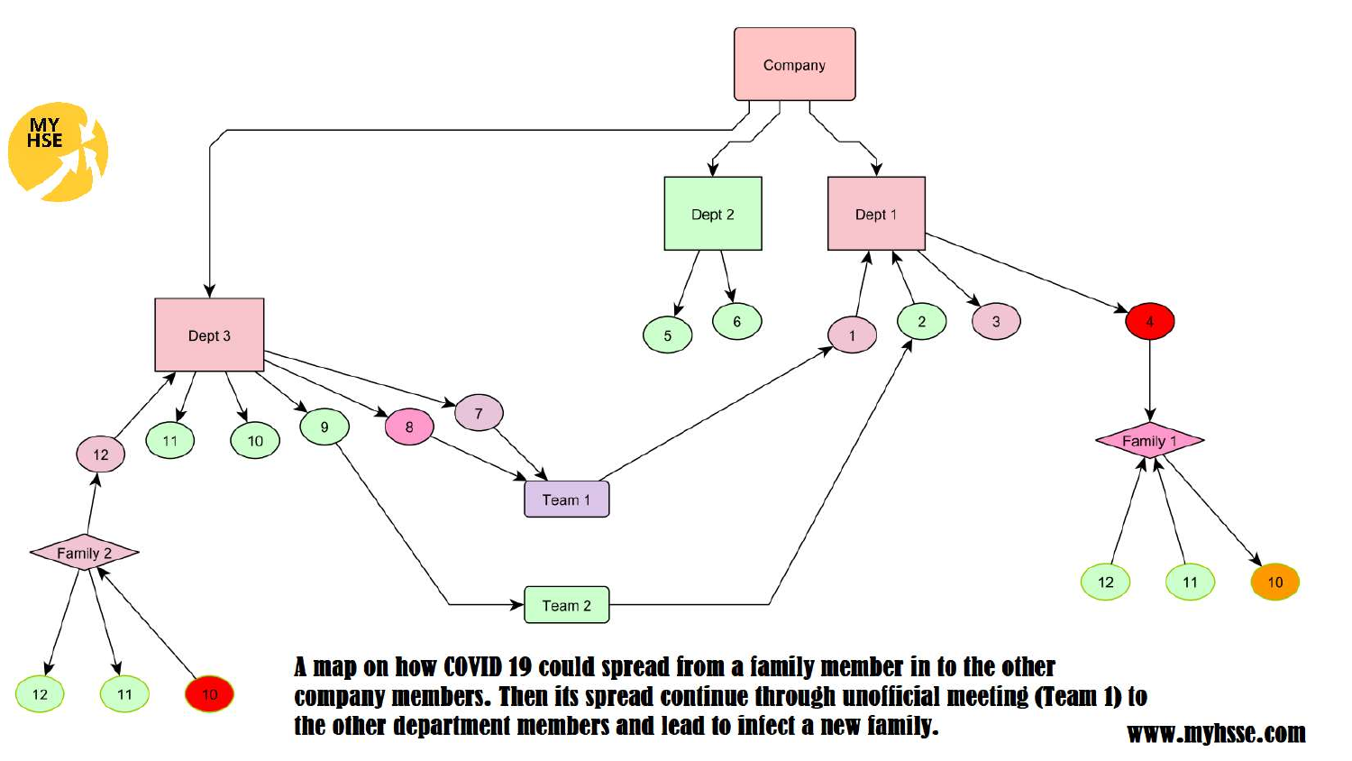A map on how COVID 19 could spread from a family member in to the other company members. Then its spread continue through unofficial meeting (Team 1) to the other department members and lead to infect a new family.

www.myhsse.com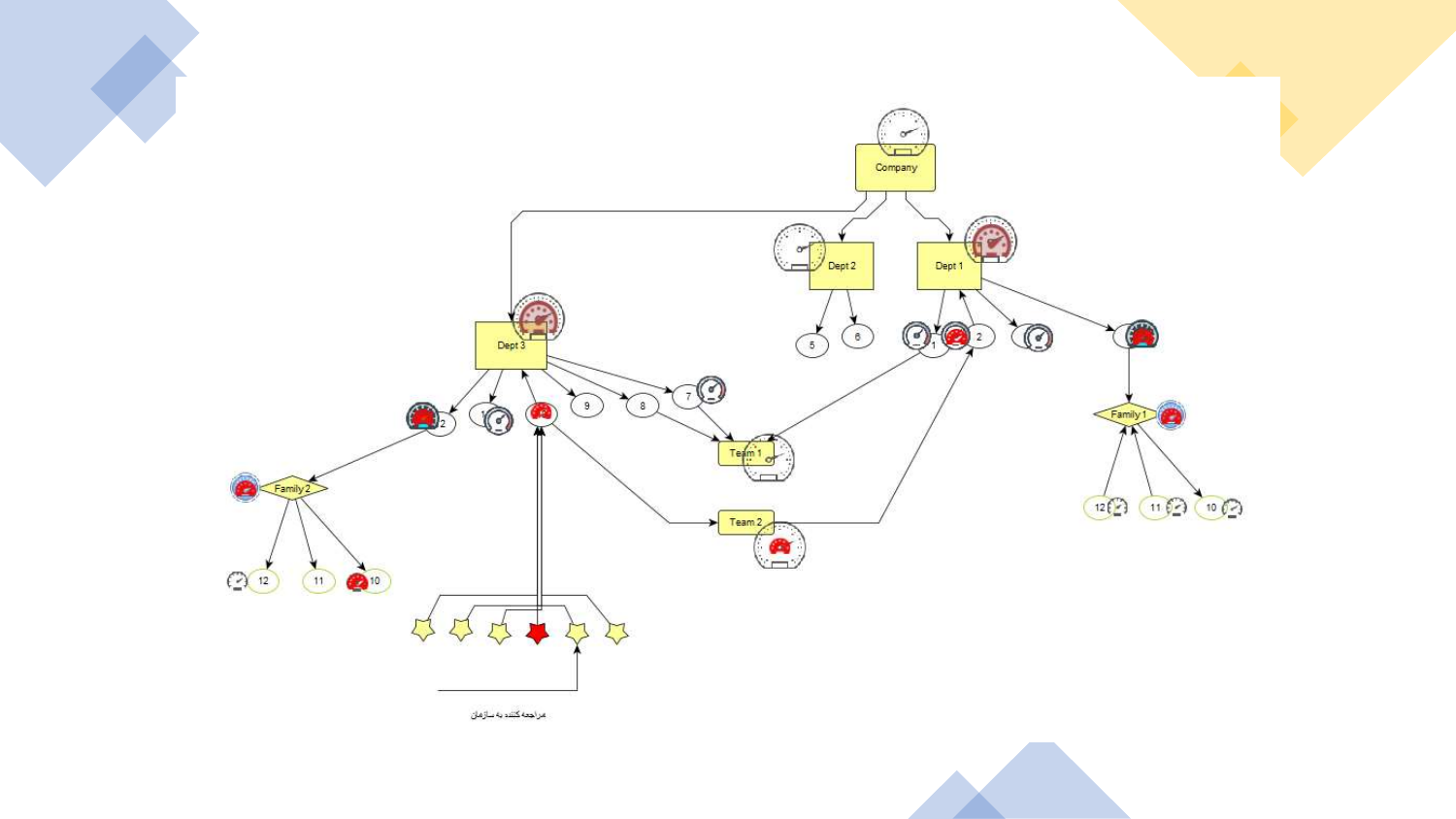Company

Dept 2

Dept 1

Dept 3

5

6

1

2

9

8

7

Team 1

Team 2

Family 1

Family 2

12

11

10

مراجعه کننده به سازمان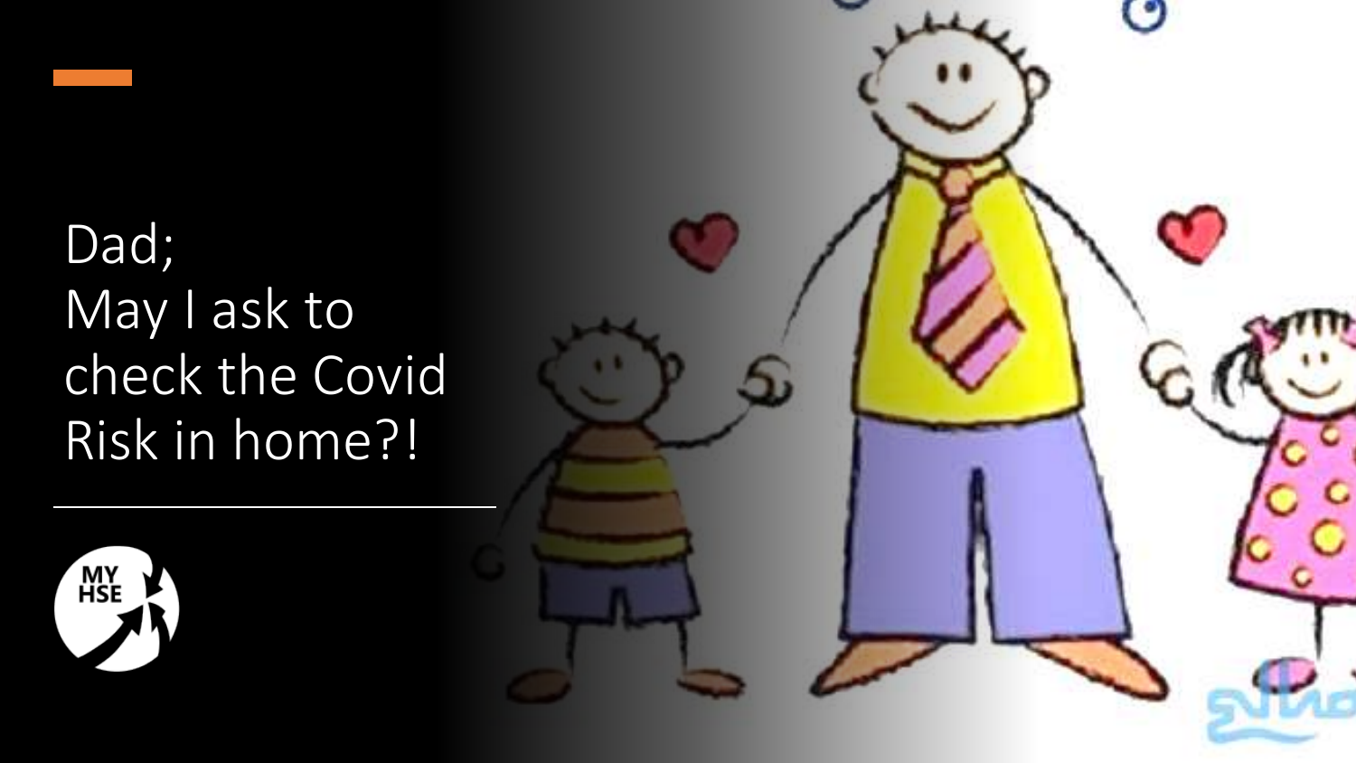# Dad;
# May I ask to check the Covid Risk in home?!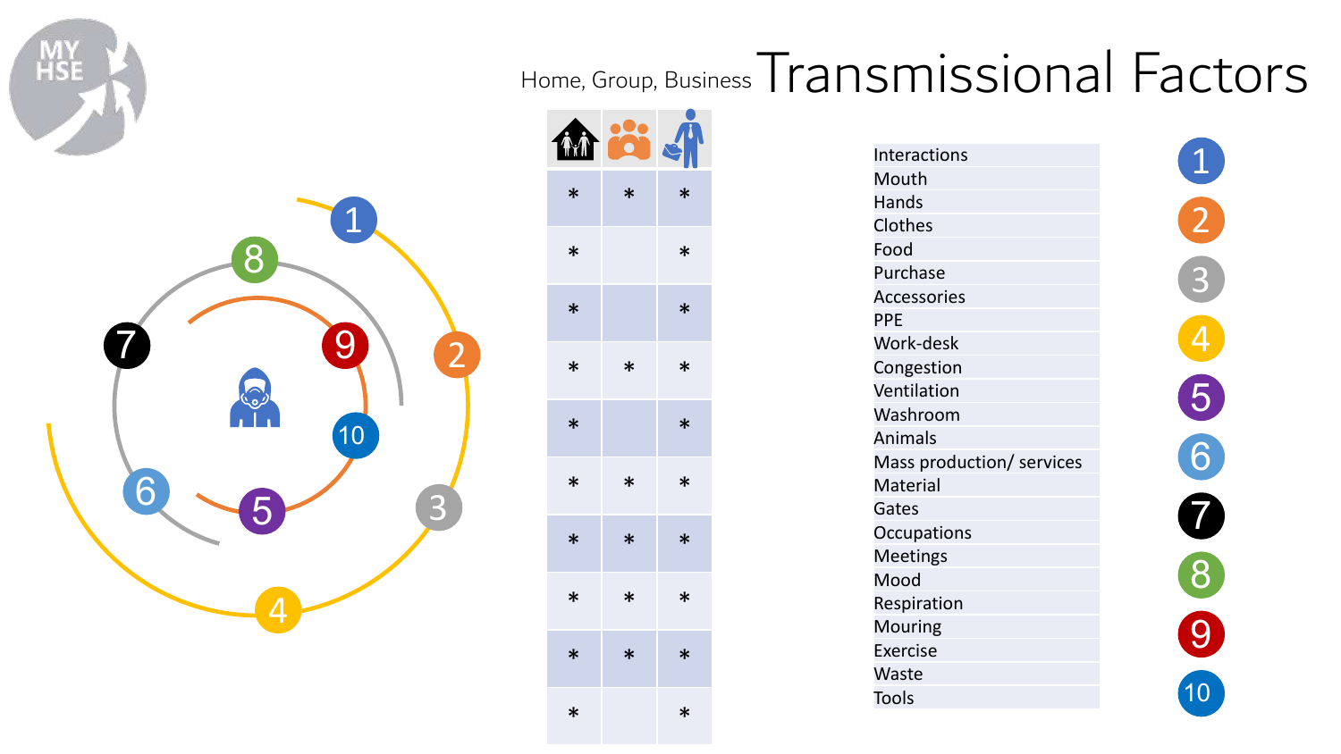# Home, Group, Business Transmissional Factors

| Home | Group | Business |
|---|---|---|
| * | * | * |
| * | | * |
| * | | * |
| * | * | * |
| * | | * |
| * | * | * |
| * | * | * |
| * | * | * |
| * | * | * |
| * | | * |

- Interactions
- Mouth
- Hands
- Clothes
- Food
- Purchase
- Accessories
- PPE
- Work-desk
- Congestion
- Ventilation
- Washroom
- Animals
- Mass production/ services
- Material
- Gates
- Occupations
- Meetings
- Mood
- Respiration
- Mouring
- Exercise
- Waste
- Tools

1 2 3 4 5 6 7 8 9 10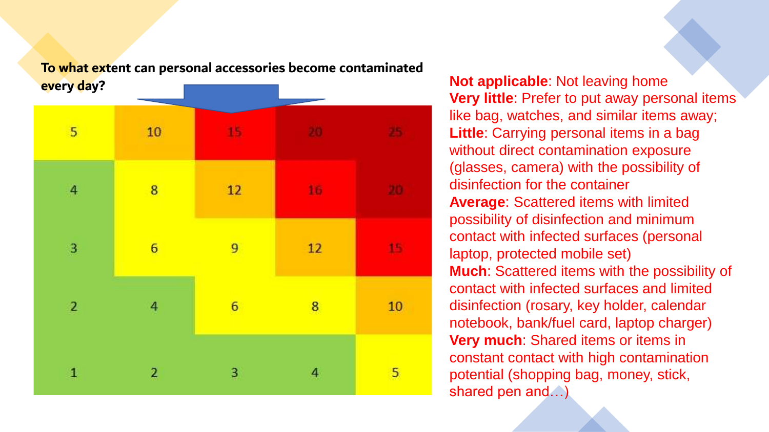**To what extent can personal accessories become contaminated every day?**

| | | | | |
|---|---|---|---|---|
| 5 | 10 | 15 | 20 | 25 |
| 4 | 8 | 12 | 16 | 20 |
| 3 | 6 | 9 | 12 | 15 |
| 2 | 4 | 6 | 8 | 10 |
| 1 | 2 | 3 | 4 | 5 |

**Not applicable**: Not leaving home

**Very little**: Prefer to put away personal items like bag, watches, and similar items away;

**Little**: Carrying personal items in a bag without direct contamination exposure (glasses, camera) with the possibility of disinfection for the container

**Average**: Scattered items with limited possibility of disinfection and minimum contact with infected surfaces (personal laptop, protected mobile set)

**Much**: Scattered items with the possibility of contact with infected surfaces and limited disinfection (rosary, key holder, calendar notebook, bank/fuel card, laptop charger)

**Very much**: Shared items or items in constant contact with high contamination potential (shopping bag, money, stick, shared pen and…)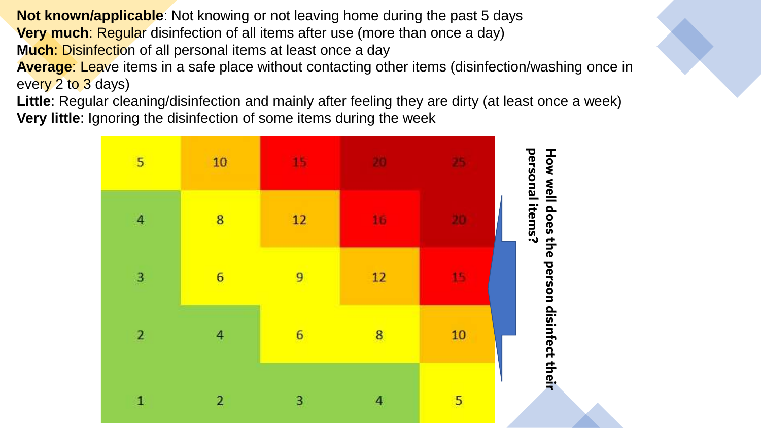**Not known/applicable**: Not knowing or not leaving home during the past 5 days
**Very much**: Regular disinfection of all items after use (more than once a day)
**Much**: Disinfection of all personal items at least once a day
**Average**: Leave items in a safe place without contacting other items (disinfection/washing once in every 2 to 3 days)
**Little**: Regular cleaning/disinfection and mainly after feeling they are dirty (at least once a week)
**Very little**: Ignoring the disinfection of some items during the week

| | | | | |
|---|---|---|---|---|
| 5 | 10 | 15 | 20 | 25 |
| 4 | 8 | 12 | 16 | 20 |
| 3 | 6 | 9 | 12 | 15 |
| 2 | 4 | 6 | 8 | 10 |
| 1 | 2 | 3 | 4 | 5 |

**How well does the person disinfect their personal items?**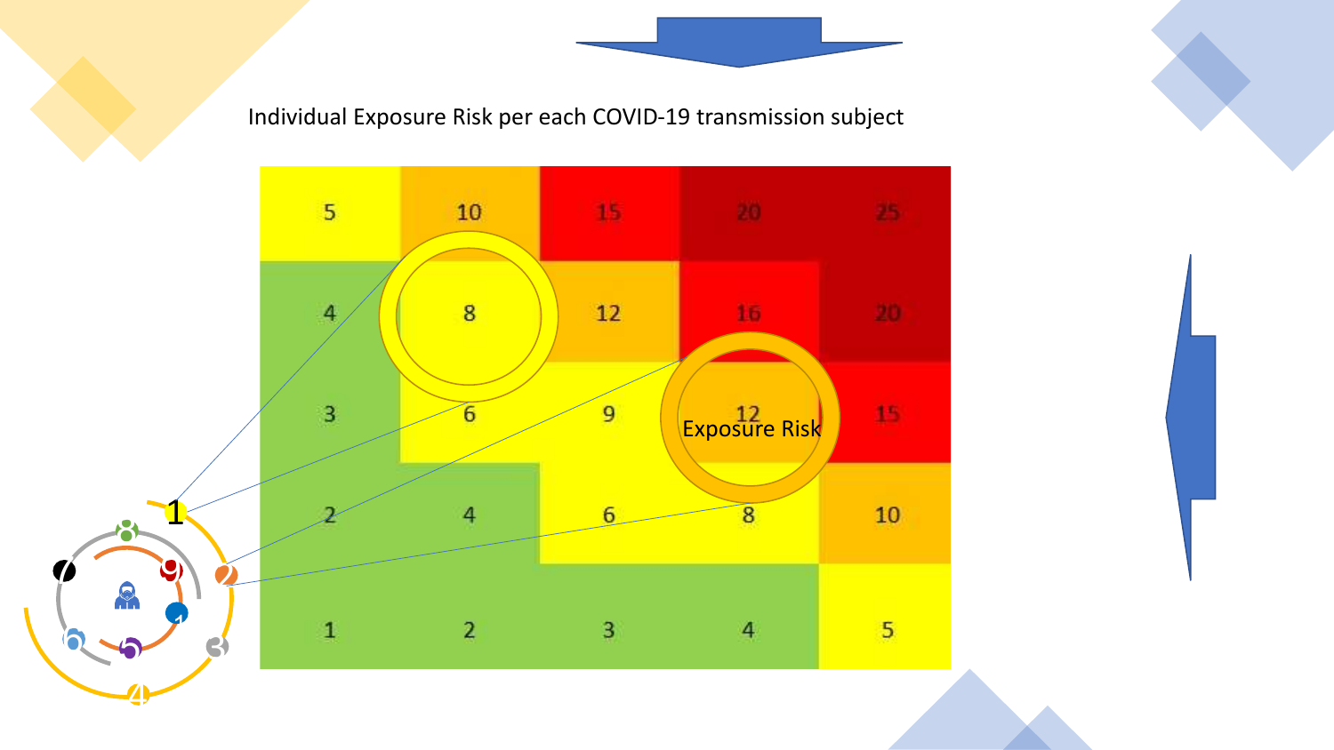Individual Exposure Risk per each COVID-19 transmission subject

| | | | | |
|---|---|---|---|---|
| 5 | 10 | 15 | 20 | 25 |
| 4 | 8 | 12 | 16 | 20 |
| 3 | 6 | 9 | 12 | 15 |
| 2 | 4 | 6 | 8 | 10 |
| 1 | 2 | 3 | 4 | 5 |

Exposure Risk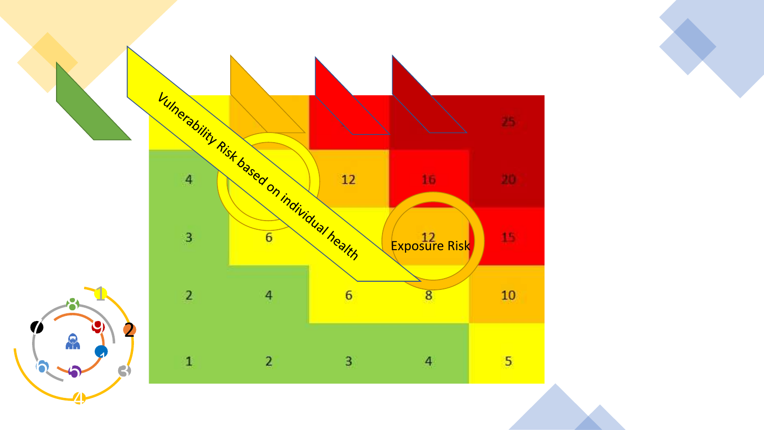| | | | | |
|---|---|---|---|---|
| | | | | 25 |
| 4 | | 12 | 16 | 20 |
| 3 | 6 | | 12 | 15 |
| 2 | 4 | 6 | 8 | 10 |
| 1 | 2 | 3 | 4 | 5 |

Vulnerability Risk based on individual health

Exposure Risk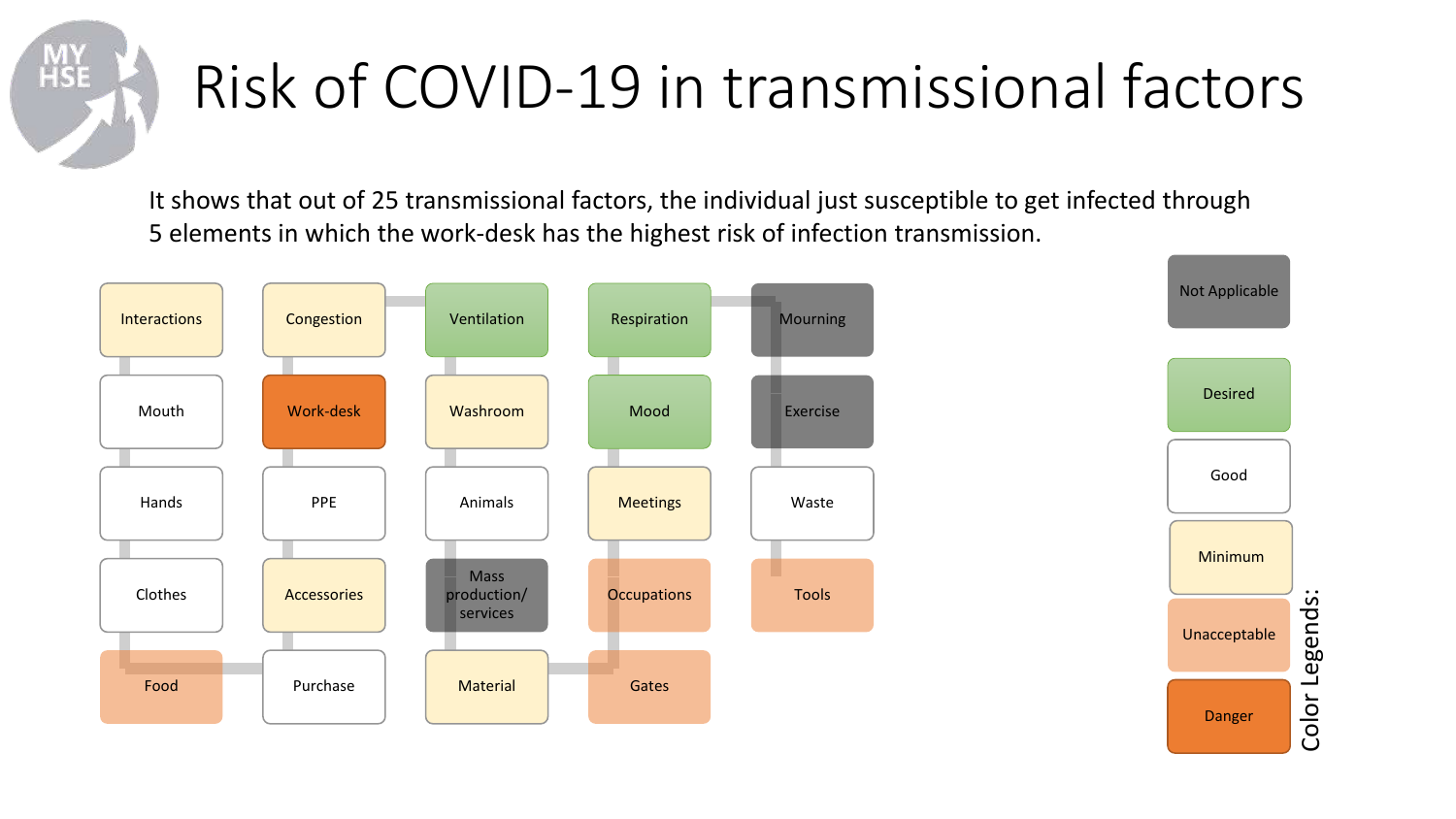# Risk of COVID-19 in transmissional factors

It shows that out of 25 transmissional factors, the individual just susceptible to get infected through 5 elements in which the work-desk has the highest risk of infection transmission.

| | | | | |
|---|---|---|---|---|
| Interactions | Congestion | Ventilation | Respiration | Mourning |
| Mouth | Work-desk | Washroom | Mood | Exercise |
| Hands | PPE | Animals | Meetings | Waste |
| Clothes | Accessories | Mass production/ services | Occupations | Tools |
| Food | Purchase | Material | Gates | |

Color Legends:

- Not Applicable
- Desired
- Good
- Minimum
- Unacceptable
- Danger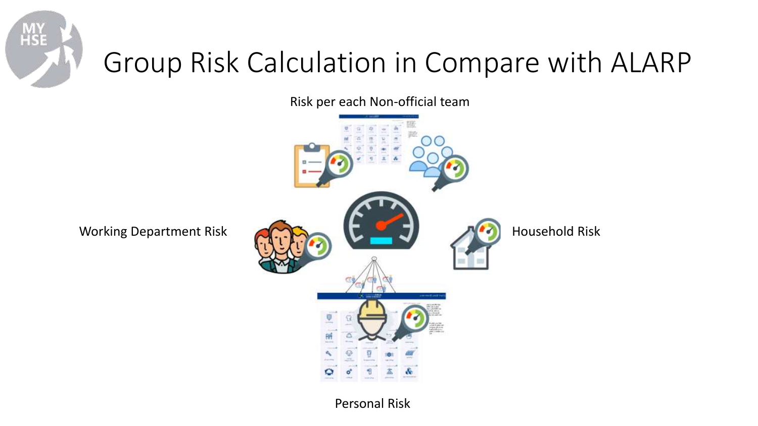# Group Risk Calculation in Compare with ALARP

Risk per each Non-official team

Working Department Risk

Household Risk

Personal Risk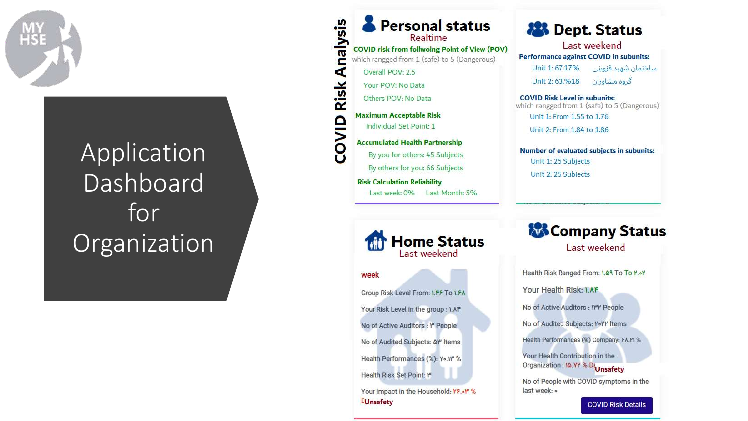MY HSE

# Application Dashboard for Organization

## COVID Risk Analysis

### Personal status

Realtime

**COVID risk from follwoing Point of View (POV)**
which rangged from 1 (safe) to 5 (Dangerous)

Overall POV: 2.5

Your POV: No Data

Others POV: No Data

**Maximum Acceptable Risk**

Individual Set Point: 1

**Accumulated Health Partnership**

By you for others: 45 Subjects

By others for you: 66 Subjects

**Risk Calculation Reliability**

Last week: 0%     Last Month: 5%

### Dept. Status

Last weekend

**Performance against COVID in subunits:**

Unit 1: 67.17%     ساختمان شهید قزوینی

Unit 2: 63.%18     گروه مشاوران

**COVID Risk Level in subunits:**
which rangged from 1 (safe) to 5 (Dangerous)

Unit 1: From 1.55 to 1.76

Unit 2: From 1.84 to 1.86

**Number of evaluated subjects in subunits:**

Unit 1: 25 Subjects

Unit 2: 25 Subjects

### Home Status

Last weekend

week

Group Risk Level From: ۱.۴۴ To ۱.۶۸

Your Risk Level in the group : ۱.۸۴

No of Active Auditors : ۳ People

No of Audited Subjects: ۵۳ Items

Health Performances (%): ۷۰.۱۳ %

Health Risk Set Point: ۳

Your Impact in the Household: ۲۶.۰۳ %

Unsafety

### Company Status

Last weekend

Health Risk Ranged From: ۱.۵۹ To To ۲.۰۲

Your Health Risk: ۱.۸۴

No of Active Auditors : ۱۳۲ People

No of Audited Subjects: ۲۰۲۲ Items

Health Performances (%) Company: ۶۸.۲۱ %

Your Health Contribution in the Organization : ۱۵.۷۲ % Unsafety

No of People with COVID symptoms in the last week: ۰

COVID Risk Details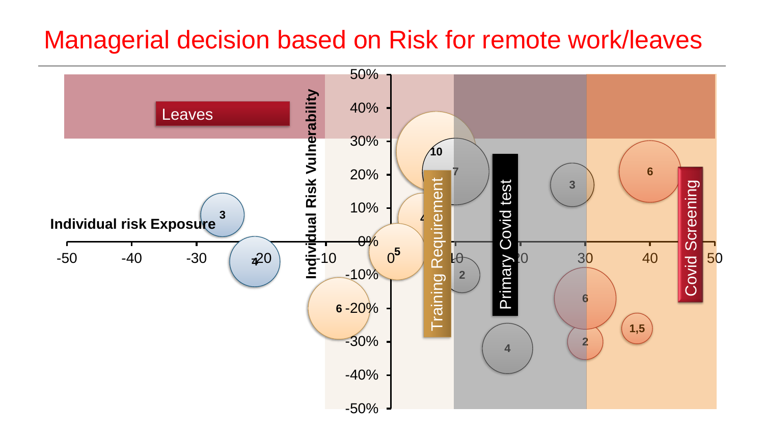# Managerial decision based on Risk for remote work/leaves

Leaves

Training Requirement

Primary Covid test

Covid Screening

Individual risk Exposure

Individual Risk Vulnerability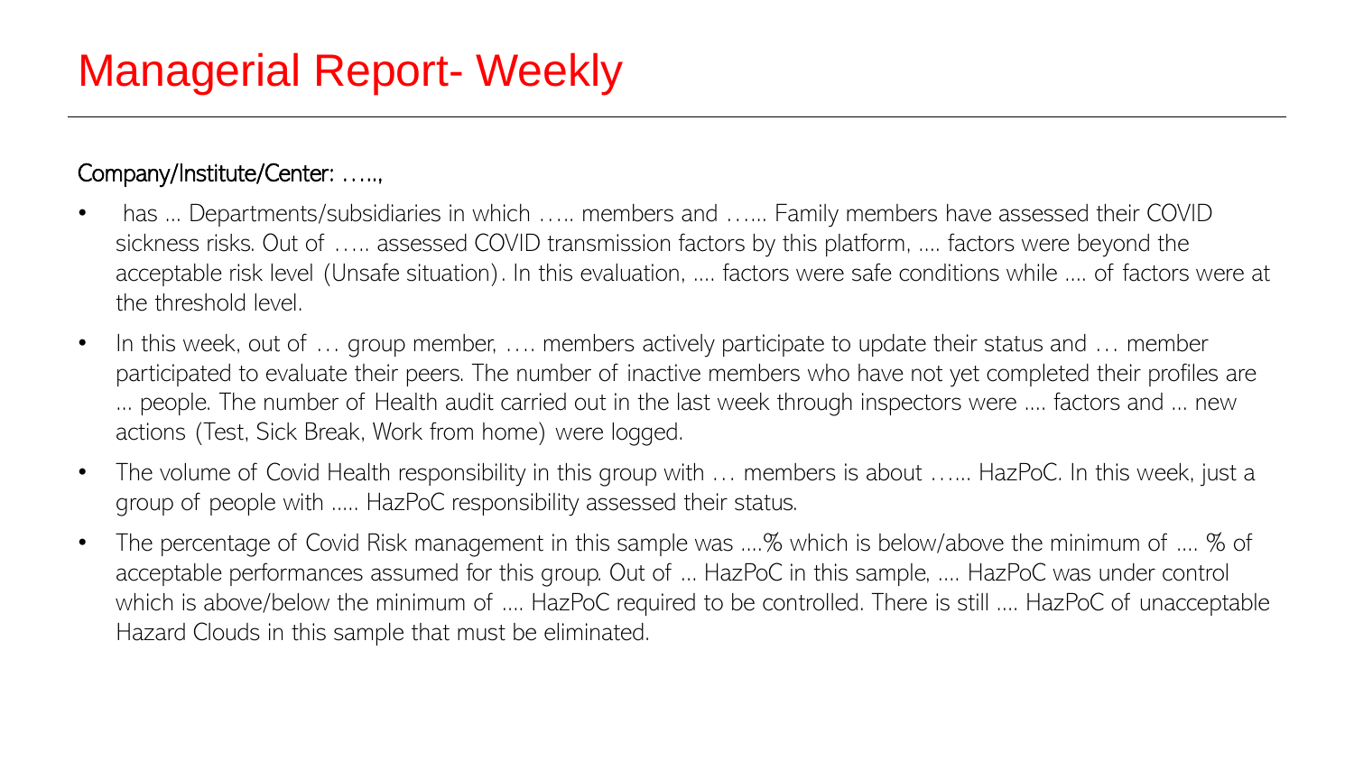# Managerial Report- Weekly

Company/Institute/Center: …..,

- has ... Departments/subsidiaries in which ….. members and …... Family members have assessed their COVID sickness risks. Out of ….. assessed COVID transmission factors by this platform, .... factors were beyond the acceptable risk level (Unsafe situation). In this evaluation, .... factors were safe conditions while .... of factors were at the threshold level.
- In this week, out of … group member, …. members actively participate to update their status and … member participated to evaluate their peers. The number of inactive members who have not yet completed their profiles are ... people. The number of Health audit carried out in the last week through inspectors were .... factors and ... new actions (Test, Sick Break, Work from home) were logged.
- The volume of Covid Health responsibility in this group with … members is about …... HazPoC. In this week, just a group of people with ..... HazPoC responsibility assessed their status.
- The percentage of Covid Risk management in this sample was ....% which is below/above the minimum of .... % of acceptable performances assumed for this group. Out of ... HazPoC in this sample, .... HazPoC was under control which is above/below the minimum of .... HazPoC required to be controlled. There is still .... HazPoC of unacceptable Hazard Clouds in this sample that must be eliminated.